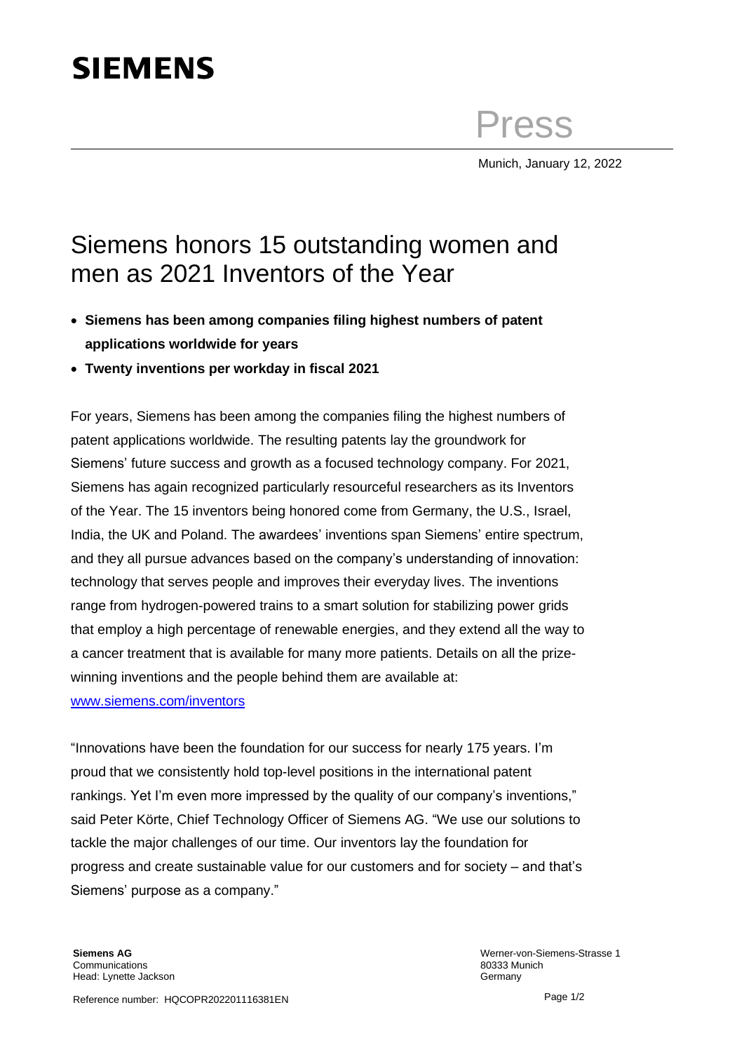**SIEMENS**

Press

Munich, January 12, 2022

# Siemens honors 15 outstanding women and men as 2021 Inventors of the Year

- **Siemens has been among companies filing highest numbers of patent applications worldwide for years**
- **Twenty inventions per workday in fiscal 2021**

For years, Siemens has been among the companies filing the highest numbers of patent applications worldwide. The resulting patents lay the groundwork for Siemens' future success and growth as a focused technology company. For 2021, Siemens has again recognized particularly resourceful researchers as its Inventors of the Year. The 15 inventors being honored come from Germany, the U.S., Israel, India, the UK and Poland. The awardees' inventions span Siemens' entire spectrum, and they all pursue advances based on the company's understanding of innovation: technology that serves people and improves their everyday lives. The inventions range from hydrogen-powered trains to a smart solution for stabilizing power grids that employ a high percentage of renewable energies, and they extend all the way to a cancer treatment that is available for many more patients. Details on all the prize-winning inventions and the people behind them are available at: [www.siemens.com/inventors](http://www.siemens.com/inventors)

"Innovations have been the foundation for our success for nearly 175 years. I'm proud that we consistently hold top-level positions in the international patent rankings. Yet I'm even more impressed by the quality of our company's inventions," said Peter Körte, Chief Technology Officer of Siemens AG. "We use our solutions to tackle the major challenges of our time. Our inventors lay the foundation for progress and create sustainable value for our customers and for society – and that's Siemens' purpose as a company."

**Siemens AG**
Communications
Head: Lynette Jackson

Werner-von-Siemens-Strasse 1
80333 Munich
Germany

Reference number: HQCOPR202201116381EN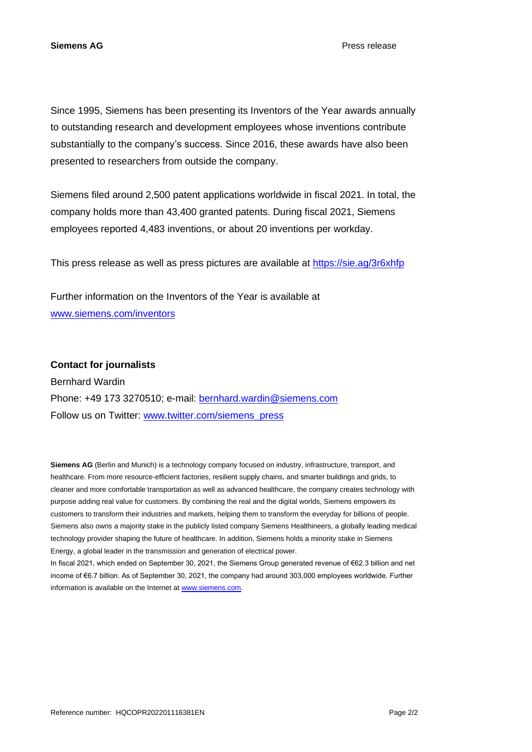Since 1995, Siemens has been presenting its Inventors of the Year awards annually to outstanding research and development employees whose inventions contribute substantially to the company's success. Since 2016, these awards have also been presented to researchers from outside the company.

Siemens filed around 2,500 patent applications worldwide in fiscal 2021. In total, the company holds more than 43,400 granted patents. During fiscal 2021, Siemens employees reported 4,483 inventions, or about 20 inventions per workday.

This press release as well as press pictures are available at https://sie.ag/3r6xhfp

Further information on the Inventors of the Year is available at www.siemens.com/inventors

**Contact for journalists**

Bernhard Wardin

Phone: +49 173 3270510; e-mail: bernhard.wardin@siemens.com

Follow us on Twitter: www.twitter.com/siemens_press

**Siemens AG** (Berlin and Munich) is a technology company focused on industry, infrastructure, transport, and healthcare. From more resource-efficient factories, resilient supply chains, and smarter buildings and grids, to cleaner and more comfortable transportation as well as advanced healthcare, the company creates technology with purpose adding real value for customers. By combining the real and the digital worlds, Siemens empowers its customers to transform their industries and markets, helping them to transform the everyday for billions of people. Siemens also owns a majority stake in the publicly listed company Siemens Healthineers, a globally leading medical technology provider shaping the future of healthcare. In addition, Siemens holds a minority stake in Siemens Energy, a global leader in the transmission and generation of electrical power.

In fiscal 2021, which ended on September 30, 2021, the Siemens Group generated revenue of €62.3 billion and net income of €6.7 billion. As of September 30, 2021, the company had around 303,000 employees worldwide. Further information is available on the Internet at www.siemens.com.

Reference number: HQCOPR202201116381EN